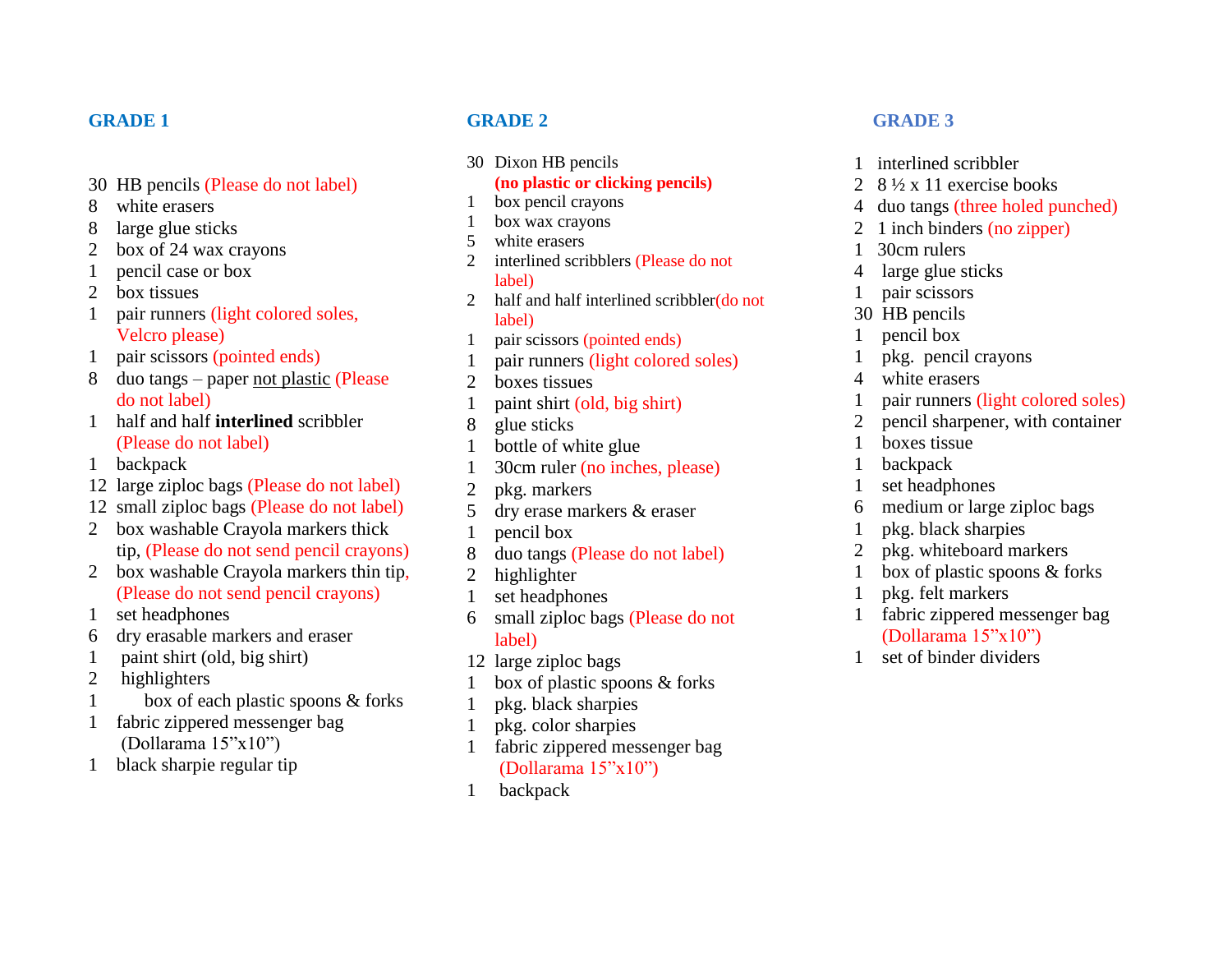## GRADE 1

- 30 HB pencils (Please do not label)
- 8 white erasers
- 8 large glue sticks
- 2 box of 24 wax crayons
- 1 pencil case or box
- 2 box tissues
- 1 pair runners (light colored soles, Velcro please)
- 1 pair scissors (pointed ends)
- 8 duo tangs – paper not plastic (Please do not label)
- 1 half and half **interlined** scribbler (Please do not label)
- 1 backpack
- 12 large ziploc bags (Please do not label)
- 12 small ziploc bags (Please do not label)
- 2 box washable Crayola markers thick tip, (Please do not send pencil crayons)
- 2 box washable Crayola markers thin tip, (Please do not send pencil crayons)
- 1 set headphones
- 6 dry erasable markers and eraser
- 1 paint shirt (old, big shirt)
- 2 highlighters
- 1 box of each plastic spoons & forks
- 1 fabric zippered messenger bag (Dollarama 15”x10”)
- 1 black sharpie regular tip

## GRADE 2

- 30 Dixon HB pencils **(no plastic or clicking pencils)**
- 1 box pencil crayons
- 1 box wax crayons
- 5 white erasers
- 2 interlined scribblers (Please do not label)
- 2 half and half interlined scribbler(do not label)
- 1 pair scissors (pointed ends)
- 1 pair runners (light colored soles)
- 2 boxes tissues
- 1 paint shirt (old, big shirt)
- 8 glue sticks
- 1 bottle of white glue
- 1 30cm ruler (no inches, please)
- 2 pkg. markers
- 5 dry erase markers & eraser
- 1 pencil box
- 8 duo tangs (Please do not label)
- 2 highlighter
- 1 set headphones
- 6 small ziploc bags (Please do not label)
- 12 large ziploc bags
- 1 box of plastic spoons & forks
- 1 pkg. black sharpies
- 1 pkg. color sharpies
- 1 fabric zippered messenger bag (Dollarama 15”x10”)
- 1 backpack

## GRADE 3

- 1 interlined scribbler
- 2 8 ½ x 11 exercise books
- 4 duo tangs (three holed punched)
- 2 1 inch binders (no zipper)
- 1 30cm rulers
- 4 large glue sticks
- 1 pair scissors
- 30 HB pencils
- 1 pencil box
- 1 pkg. pencil crayons
- 4 white erasers
- 1 pair runners (light colored soles)
- 2 pencil sharpener, with container
- 1 boxes tissue
- 1 backpack
- 1 set headphones
- 6 medium or large ziploc bags
- 1 pkg. black sharpies
- 2 pkg. whiteboard markers
- 1 box of plastic spoons & forks
- 1 pkg. felt markers
- 1 fabric zippered messenger bag (Dollarama 15”x10”)
- 1 set of binder dividers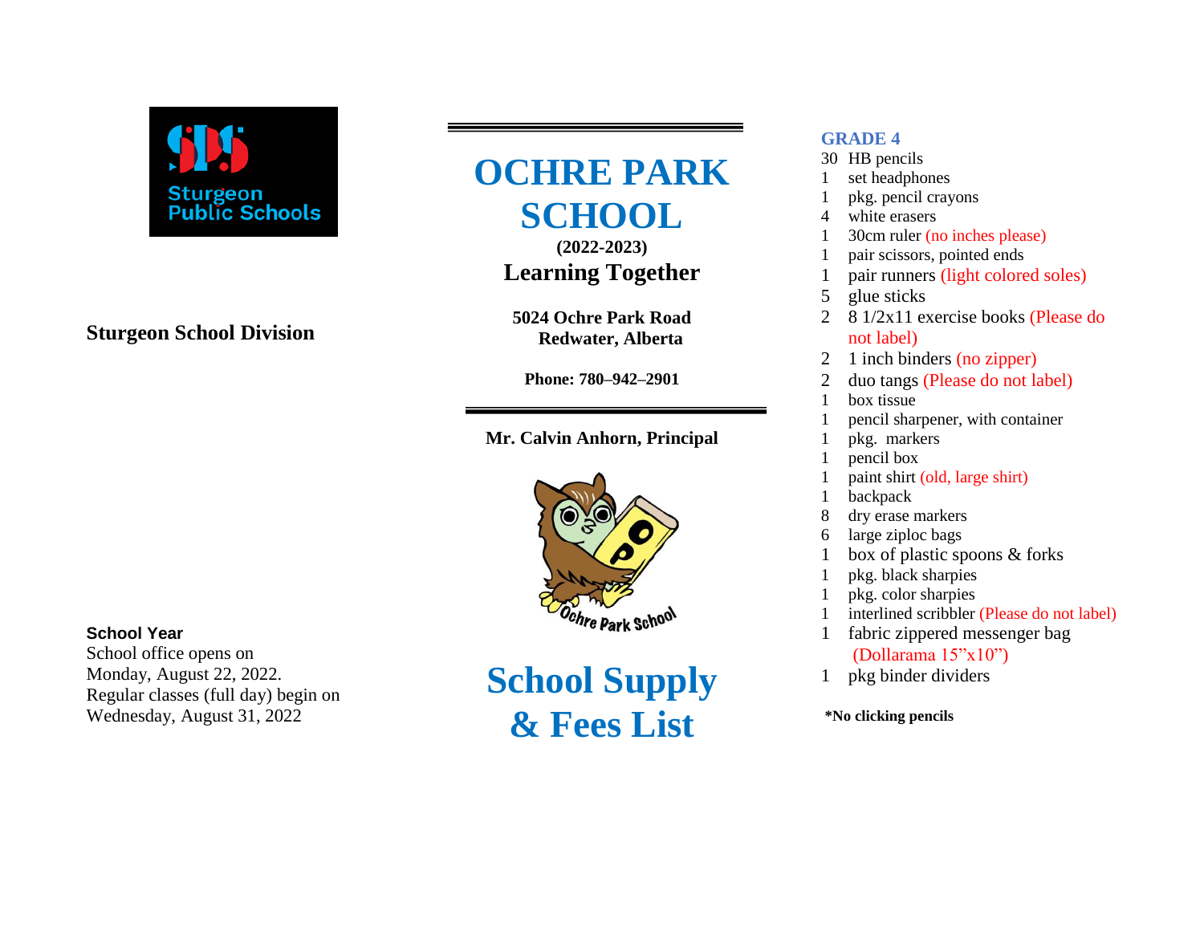Sturgeon Public Schools

**Sturgeon School Division**

**School Year**
School office opens on
Monday, August 22, 2022.
Regular classes (full day) begin on
Wednesday, August 31, 2022

# OCHRE PARK SCHOOL

**(2022-2023)**

**Learning Together**

**5024 Ochre Park Road**
**Redwater, Alberta**

**Phone: 780–942–2901**

**Mr. Calvin Anhorn, Principal**

Ochre Park School

# School Supply & Fees List

## GRADE 4

- 30 HB pencils
- 1 set headphones
- 1 pkg. pencil crayons
- 4 white erasers
- 1 30cm ruler (no inches please)
- 1 pair scissors, pointed ends
- 1 pair runners (light colored soles)
- 5 glue sticks
- 2 8 1/2x11 exercise books (Please do not label)
- 2 1 inch binders (no zipper)
- 2 duo tangs (Please do not label)
- 1 box tissue
- 1 pencil sharpener, with container
- 1 pkg. markers
- 1 pencil box
- 1 paint shirt (old, large shirt)
- 1 backpack
- 8 dry erase markers
- 6 large ziploc bags
- 1 box of plastic spoons & forks
- 1 pkg. black sharpies
- 1 pkg. color sharpies
- 1 interlined scribbler (Please do not label)
- 1 fabric zippered messenger bag (Dollarama 15"x10")
- 1 pkg binder dividers

**\*No clicking pencils**